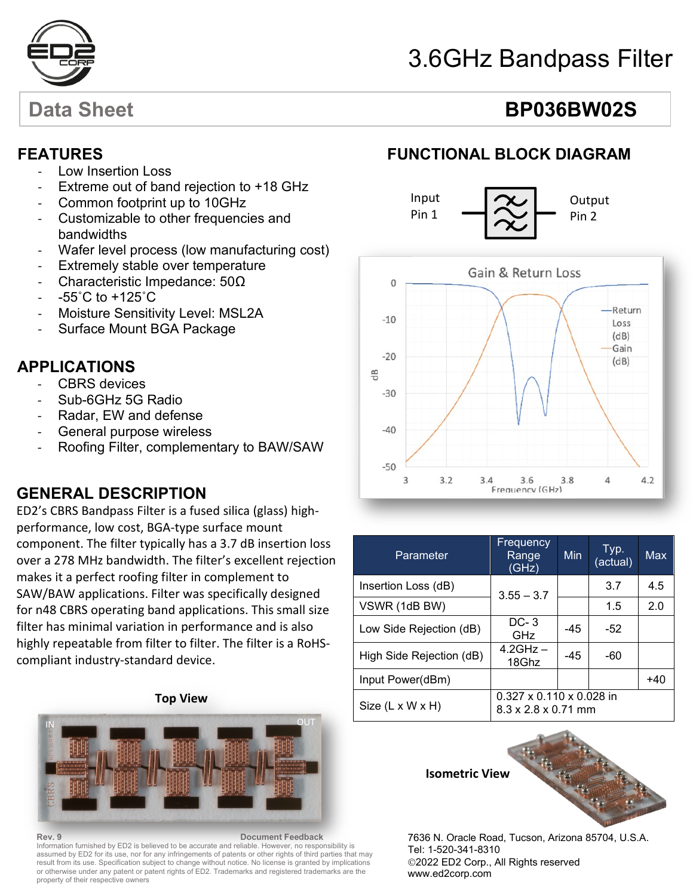# 3.6GHz Bandpass Filter

## Data Sheet — BP036BW02S

## FEATURES

- Low Insertion Loss
- Extreme out of band rejection to +18 GHz
- Common footprint up to 10GHz
- Customizable to other frequencies and bandwidths
- Wafer level process (low manufacturing cost)
- Extremely stable over temperature
- Characteristic Impedance: 50Ω
- -55˚C to +125˚C
- Moisture Sensitivity Level: MSL2A
- Surface Mount BGA Package

## APPLICATIONS

- CBRS devices
- Sub-6GHz 5G Radio
- Radar, EW and defense
- General purpose wireless
- Roofing Filter, complementary to BAW/SAW

## GENERAL DESCRIPTION

ED2's CBRS Bandpass Filter is a fused silica (glass) high-performance, low cost, BGA-type surface mount component. The filter typically has a 3.7 dB insertion loss over a 278 MHz bandwidth. The filter's excellent rejection makes it a perfect roofing filter in complement to SAW/BAW applications. Filter was specifically designed for n48 CBRS operating band applications. This small size filter has minimal variation in performance and is also highly repeatable from filter to filter. The filter is a RoHS-compliant industry-standard device.

## FUNCTIONAL BLOCK DIAGRAM

Input Pin 1 — Output Pin 2

Gain & Return Loss

| Parameter | Frequency Range (GHz) | Min | Typ. (actual) | Max |
|---|---|---|---|---|
| Insertion Loss (dB) | 3.55 – 3.7 | | 3.7 | 4.5 |
| VSWR (1dB BW) | | | 1.5 | 2.0 |
| Low Side Rejection (dB) | DC- 3 GHz | -45 | -52 | |
| High Side Rejection (dB) | 4.2GHz – 18Ghz | -45 | -60 | |
| Input Power(dBm) | | | | +40 |
| Size (L x W x H) | 0.327 x 0.110 x 0.028 in<br>8.3 x 2.8 x 0.71 mm | | | |

**Top View**

**Isometric View**

Rev. 9 — Document Feedback

Information furnished by ED2 is believed to be accurate and reliable. However, no responsibility is assumed by ED2 for its use, nor for any infringements of patents or other rights of third parties that may result from its use. Specification subject to change without notice. No license is granted by implications or otherwise under any patent or patent rights of ED2. Trademarks and registered trademarks are the property of their respective owners

7636 N. Oracle Road, Tucson, Arizona 85704, U.S.A.
Tel: 1-520-341-8310
©2022 ED2 Corp., All Rights reserved
www.ed2corp.com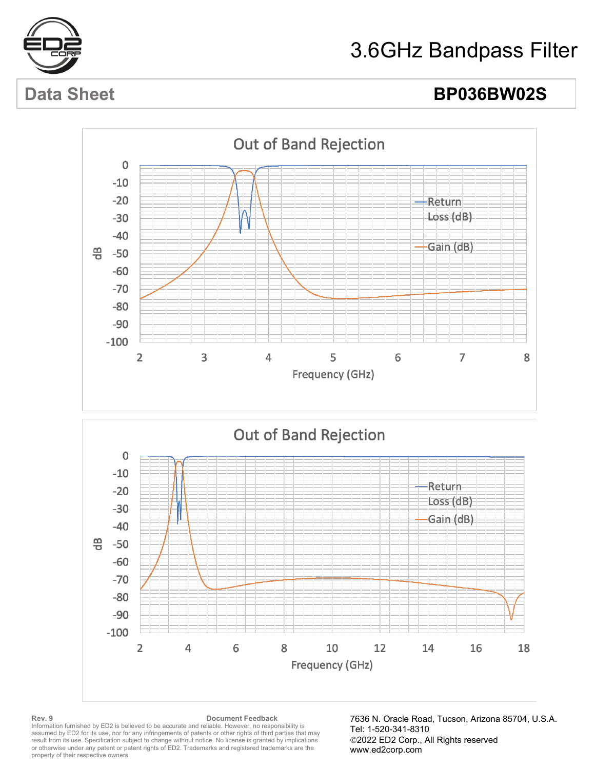# 3.6GHz Bandpass Filter

## Data Sheet — BP036BW02S

Out of Band Rejection

Out of Band Rejection

Rev. 9

Document Feedback

Information furnished by ED2 is believed to be accurate and reliable. However, no responsibility is assumed by ED2 for its use, nor for any infringements of patents or other rights of third parties that may result from its use. Specification subject to change without notice. No license is granted by implications or otherwise under any patent or patent rights of ED2. Trademarks and registered trademarks are the property of their respective owners

7636 N. Oracle Road, Tucson, Arizona 85704, U.S.A.
Tel: 1-520-341-8310
©2022 ED2 Corp., All Rights reserved
www.ed2corp.com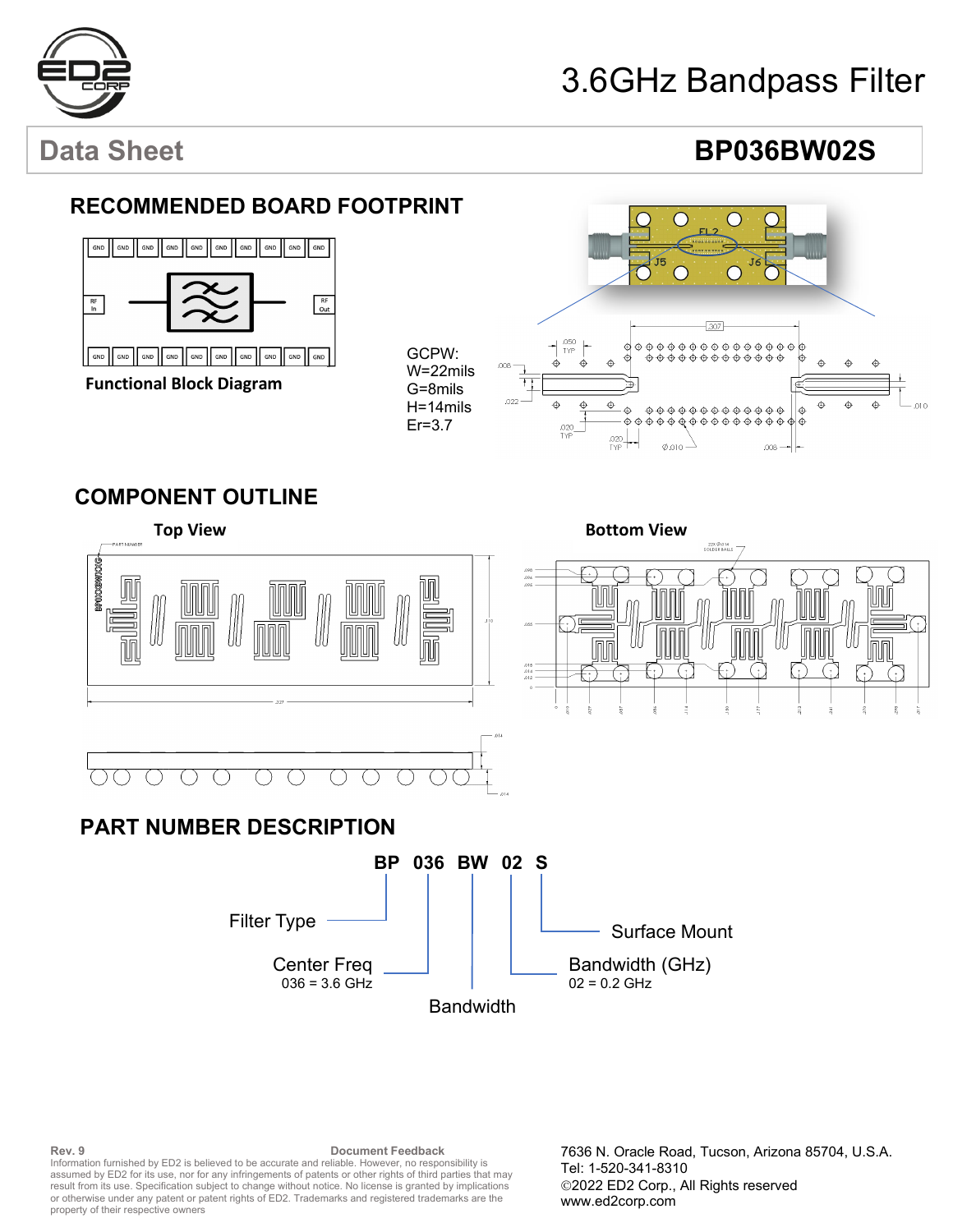# 3.6GHz Bandpass Filter

## Data Sheet — BP036BW02S

## RECOMMENDED BOARD FOOTPRINT

GND GND GND GND GND GND GND GND GND GND

RF In — RF Out

GND GND GND GND GND GND GND GND GND GND

**Functional Block Diagram**

GCPW:
W=22mils
G=8mils
H=14mils
Er=3.7

FL2
J5
J6

.307
.050 TYP
.008
.022
.010
.020 TYP
.020 TYP
Ø.010
.008

## COMPONENT OUTLINE

**Top View**

PART NUMBER
.327
.110
.014
.014

**Bottom View**

22X Ø.014 SOLDER BALLS

## PART NUMBER DESCRIPTION

**BP 036 BW 02 S**

- Filter Type — BP
- Center Freq — 036 = 3.6 GHz
- Bandwidth — BW
- Bandwidth (GHz) — 02 = 0.2 GHz
- Surface Mount — S

Rev. 9

Document Feedback

Information furnished by ED2 is believed to be accurate and reliable. However, no responsibility is assumed by ED2 for its use, nor for any infringements of patents or other rights of third parties that may result from its use. Specification subject to change without notice. No license is granted by implications or otherwise under any patent or patent rights of ED2. Trademarks and registered trademarks are the property of their respective owners

7636 N. Oracle Road, Tucson, Arizona 85704, U.S.A.
Tel: 1-520-341-8310
©2022 ED2 Corp., All Rights reserved
www.ed2corp.com